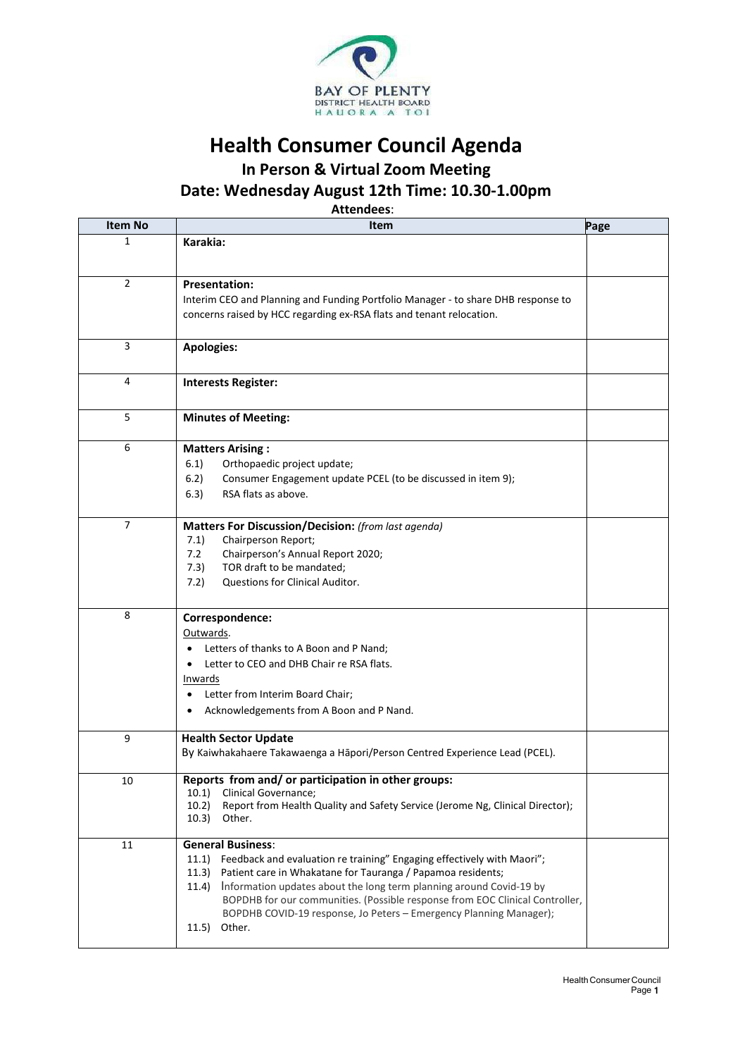BAY OF PLENTY
DISTRICT HEALTH BOARD
HAUORA A TOI

# Health Consumer Council Agenda

## In Person & Virtual Zoom Meeting

## Date: Wednesday August 12th Time: 10.30-1.00pm

**Attendees**:

| Item No | Item | Page |
|---|---|---|
| 1 | **Karakia:** | |
| 2 | **Presentation:**<br>Interim CEO and Planning and Funding Portfolio Manager - to share DHB response to concerns raised by HCC regarding ex-RSA flats and tenant relocation. | |
| 3 | **Apologies:** | |
| 4 | **Interests Register:** | |
| 5 | **Minutes of Meeting:** | |
| 6 | **Matters Arising :**<br>6.1) Orthopaedic project update;<br>6.2) Consumer Engagement update PCEL (to be discussed in item 9);<br>6.3) RSA flats as above. | |
| 7 | **Matters For Discussion/Decision:** *(from last agenda)*<br>7.1) Chairperson Report;<br>7.2 Chairperson's Annual Report 2020;<br>7.3) TOR draft to be mandated;<br>7.2) Questions for Clinical Auditor. | |
| 8 | **Correspondence:**<br>Outwards.<br>• Letters of thanks to A Boon and P Nand;<br>• Letter to CEO and DHB Chair re RSA flats.<br>Inwards<br>• Letter from Interim Board Chair;<br>• Acknowledgements from A Boon and P Nand. | |
| 9 | **Health Sector Update**<br>By Kaiwhakahaere Takawaenga a Hāpori/Person Centred Experience Lead (PCEL). | |
| 10 | **Reports from and/ or participation in other groups:**<br>10.1) Clinical Governance;<br>10.2) Report from Health Quality and Safety Service (Jerome Ng, Clinical Director);<br>10.3) Other. | |
| 11 | **General Business**:<br>11.1) Feedback and evaluation re training" Engaging effectively with Maori";<br>11.3) Patient care in Whakatane for Tauranga / Papamoa residents;<br>11.4) Information updates about the long term planning around Covid-19 by BOPDHB for our communities. (Possible response from EOC Clinical Controller, BOPDHB COVID-19 response, Jo Peters – Emergency Planning Manager);<br>11.5) Other. | |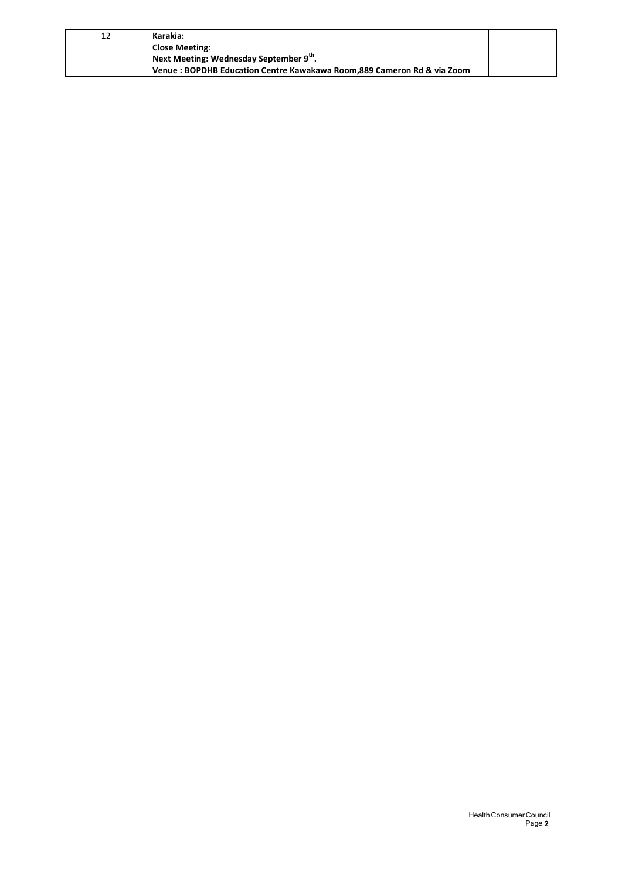| 12 | **Karakia:**<br>**Close Meeting**:<br>**Next Meeting: Wednesday September 9th.**<br>**Venue : BOPDHB Education Centre Kawakawa Room,889 Cameron Rd & via Zoom** | |
|---|---|---|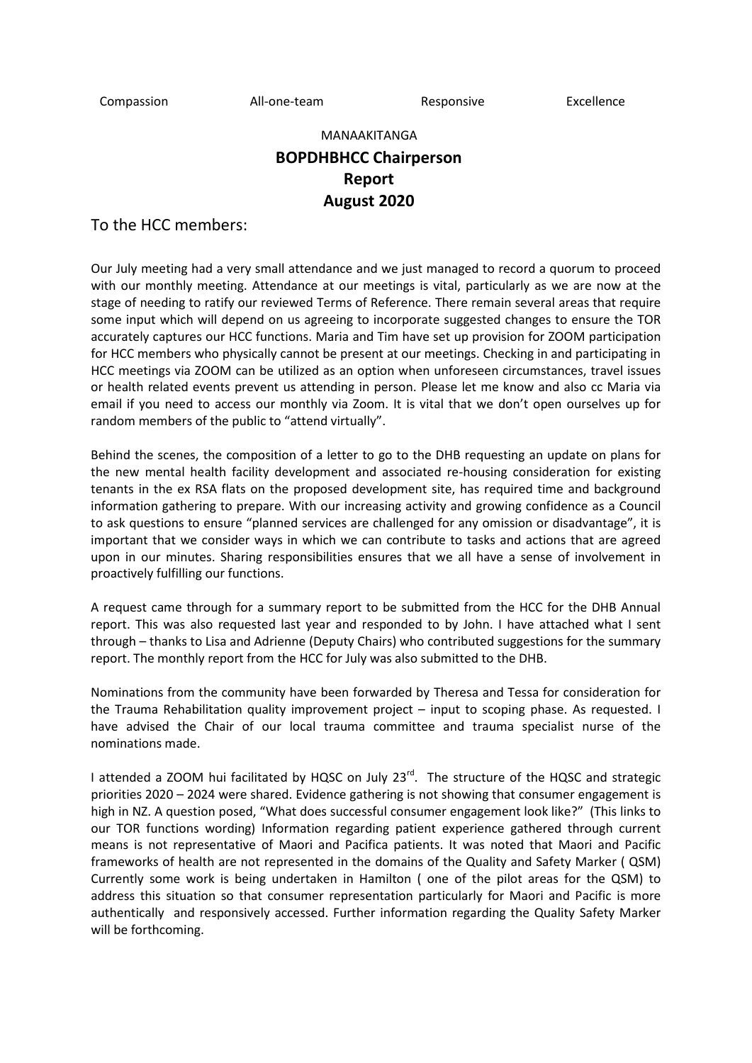Compassion All-one-team Responsive Excellence

MANAAKITANGA

# BOPDHBHCC Chairperson Report August 2020

## To the HCC members:

Our July meeting had a very small attendance and we just managed to record a quorum to proceed with our monthly meeting. Attendance at our meetings is vital, particularly as we are now at the stage of needing to ratify our reviewed Terms of Reference. There remain several areas that require some input which will depend on us agreeing to incorporate suggested changes to ensure the TOR accurately captures our HCC functions. Maria and Tim have set up provision for ZOOM participation for HCC members who physically cannot be present at our meetings. Checking in and participating in HCC meetings via ZOOM can be utilized as an option when unforeseen circumstances, travel issues or health related events prevent us attending in person. Please let me know and also cc Maria via email if you need to access our monthly via Zoom. It is vital that we don't open ourselves up for random members of the public to "attend virtually".

Behind the scenes, the composition of a letter to go to the DHB requesting an update on plans for the new mental health facility development and associated re-housing consideration for existing tenants in the ex RSA flats on the proposed development site, has required time and background information gathering to prepare. With our increasing activity and growing confidence as a Council to ask questions to ensure "planned services are challenged for any omission or disadvantage", it is important that we consider ways in which we can contribute to tasks and actions that are agreed upon in our minutes. Sharing responsibilities ensures that we all have a sense of involvement in proactively fulfilling our functions.

A request came through for a summary report to be submitted from the HCC for the DHB Annual report. This was also requested last year and responded to by John. I have attached what I sent through – thanks to Lisa and Adrienne (Deputy Chairs) who contributed suggestions for the summary report. The monthly report from the HCC for July was also submitted to the DHB.

Nominations from the community have been forwarded by Theresa and Tessa for consideration for the Trauma Rehabilitation quality improvement project – input to scoping phase. As requested. I have advised the Chair of our local trauma committee and trauma specialist nurse of the nominations made.

I attended a ZOOM hui facilitated by HQSC on July 23rd. The structure of the HQSC and strategic priorities 2020 – 2024 were shared. Evidence gathering is not showing that consumer engagement is high in NZ. A question posed, "What does successful consumer engagement look like?" (This links to our TOR functions wording) Information regarding patient experience gathered through current means is not representative of Maori and Pacifica patients. It was noted that Maori and Pacific frameworks of health are not represented in the domains of the Quality and Safety Marker ( QSM) Currently some work is being undertaken in Hamilton ( one of the pilot areas for the QSM) to address this situation so that consumer representation particularly for Maori and Pacific is more authentically and responsively accessed. Further information regarding the Quality Safety Marker will be forthcoming.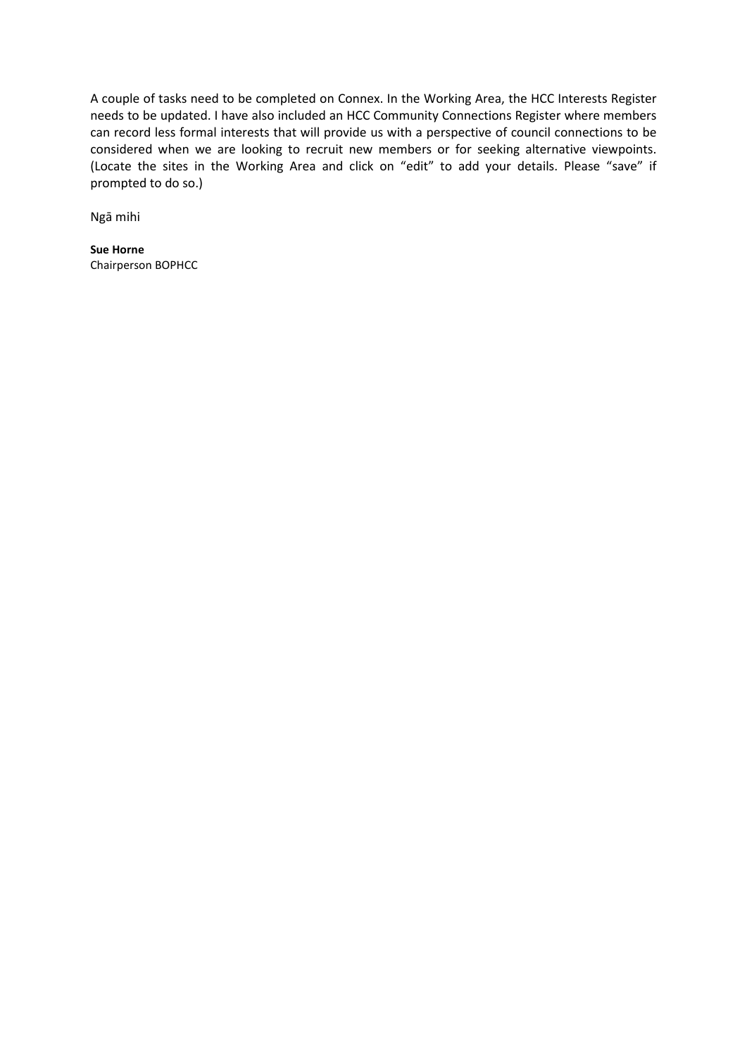A couple of tasks need to be completed on Connex. In the Working Area, the HCC Interests Register needs to be updated. I have also included an HCC Community Connections Register where members can record less formal interests that will provide us with a perspective of council connections to be considered when we are looking to recruit new members or for seeking alternative viewpoints. (Locate the sites in the Working Area and click on “edit” to add your details. Please “save” if prompted to do so.)

Ngā mihi

**Sue Horne**
Chairperson BOPHCC